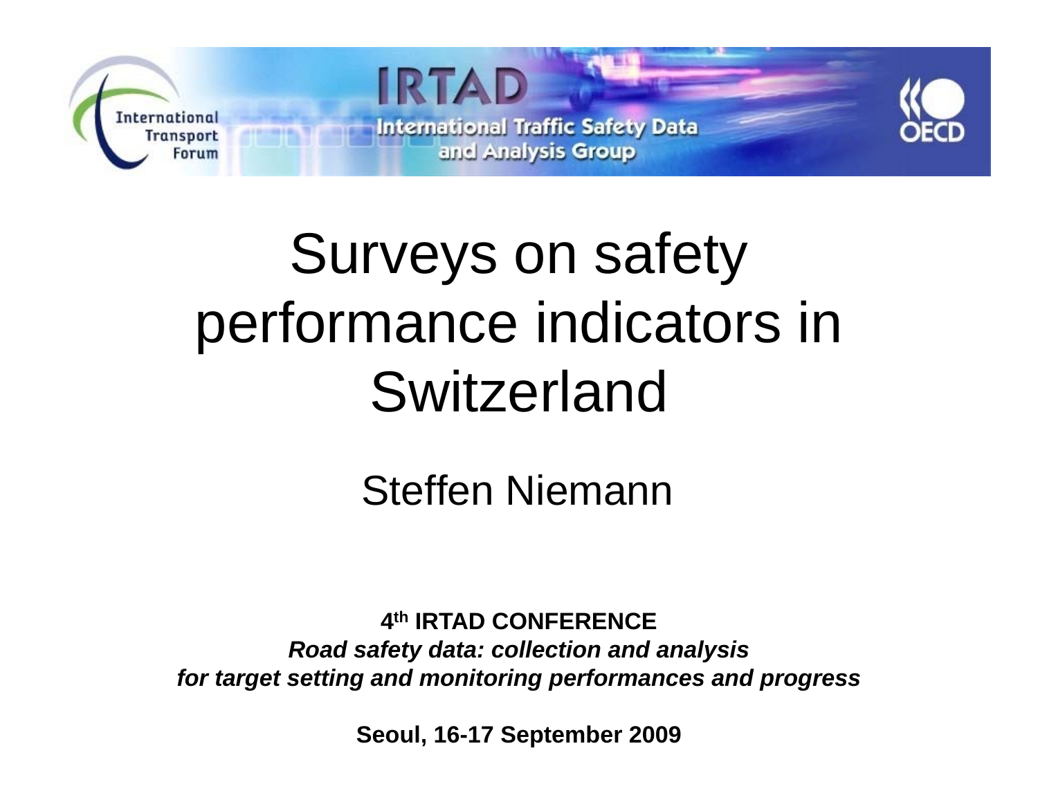# Surveys on safety performance indicators in Switzerland

Steffen Niemann

**4th IRTAD CONFERENCE**

***Road safety data: collection and analysis for target setting and monitoring performances and progress***

**Seoul, 16-17 September 2009**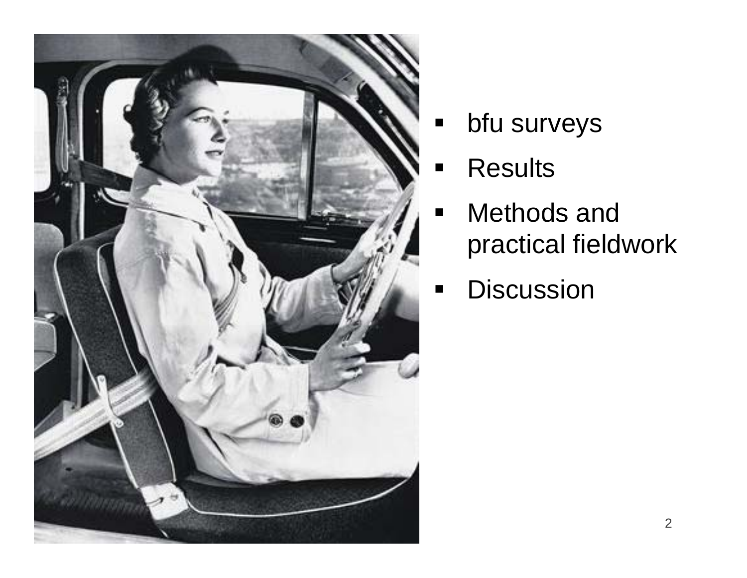- bfu surveys
- Results
- Methods and practical fieldwork
- Discussion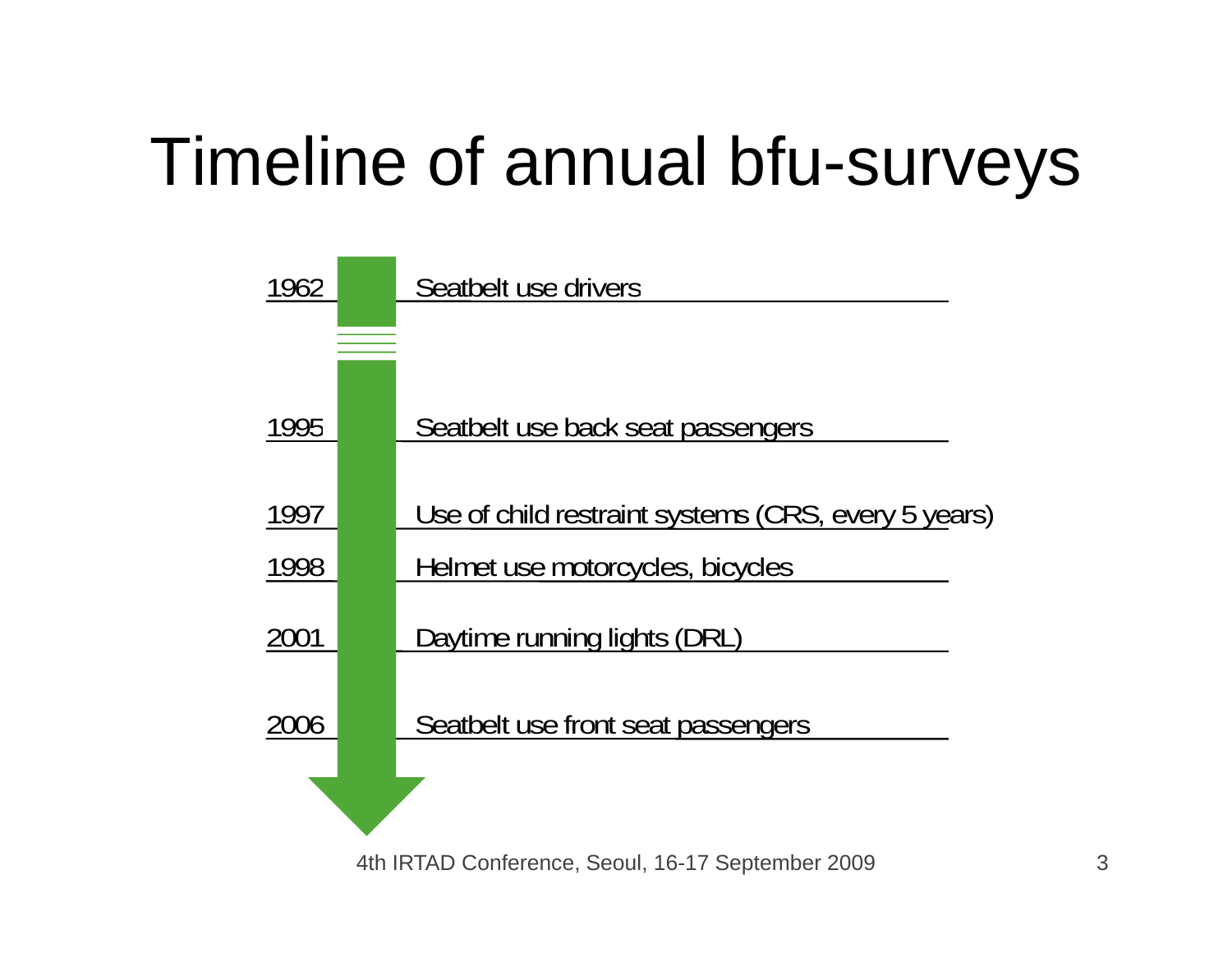# Timeline of annual bfu-surveys

| Year | Survey |
|---|---|
| 1962 | Seatbelt use drivers |
| 1995 | Seatbelt use back seat passengers |
| 1997 | Use of child restraint systems (CRS, every 5 years) |
| 1998 | Helmet use motorcycles, bicycles |
| 2001 | Daytime running lights (DRL) |
| 2006 | Seatbelt use front seat passengers |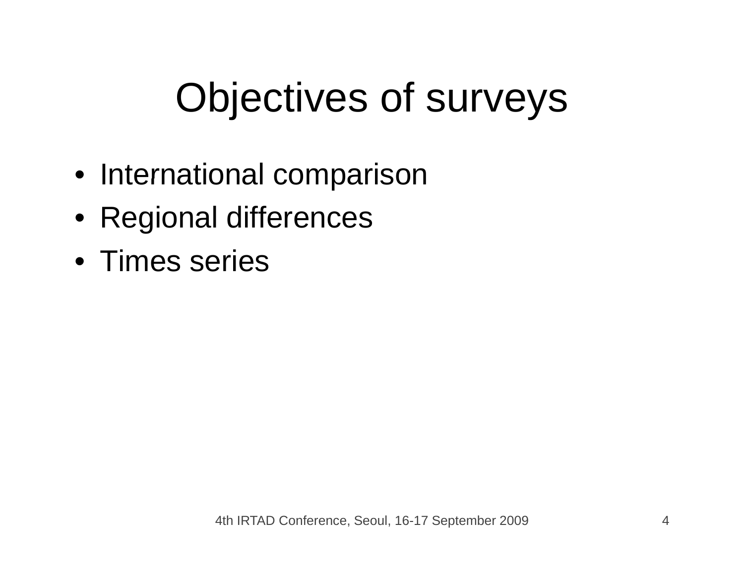# Objectives of surveys

- International comparison
- Regional differences
- Times series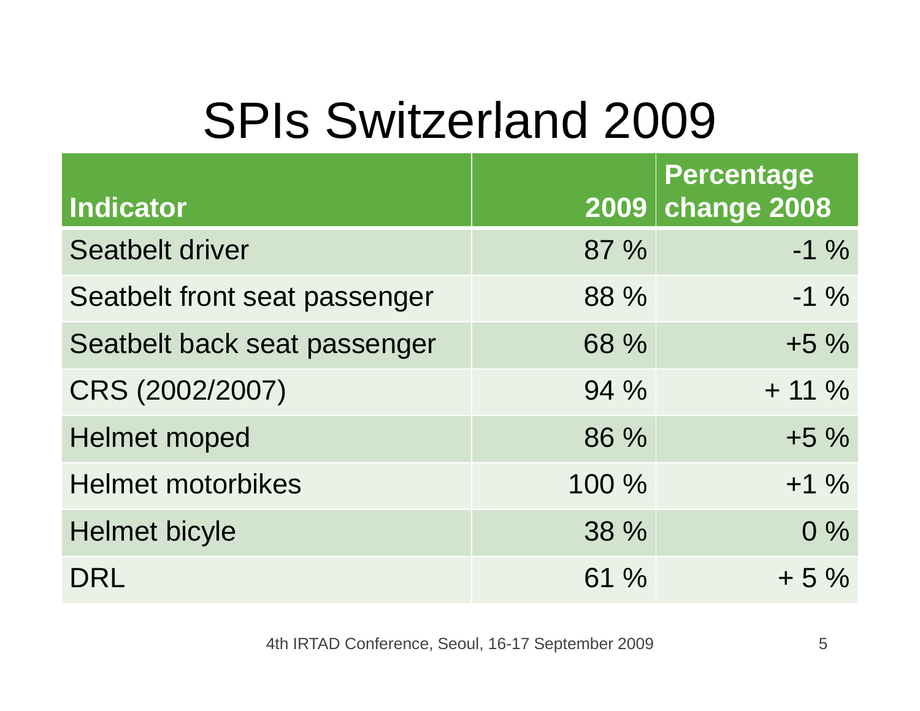# SPIs Switzerland 2009

| Indicator | 2009 | Percentage change 2008 |
|---|---|---|
| Seatbelt driver | 87 % | -1 % |
| Seatbelt front seat passenger | 88 % | -1 % |
| Seatbelt back seat passenger | 68 % | +5 % |
| CRS (2002/2007) | 94 % | + 11 % |
| Helmet moped | 86 % | +5 % |
| Helmet motorbikes | 100 % | +1 % |
| Helmet bicyle | 38 % | 0 % |
| DRL | 61 % | + 5 % |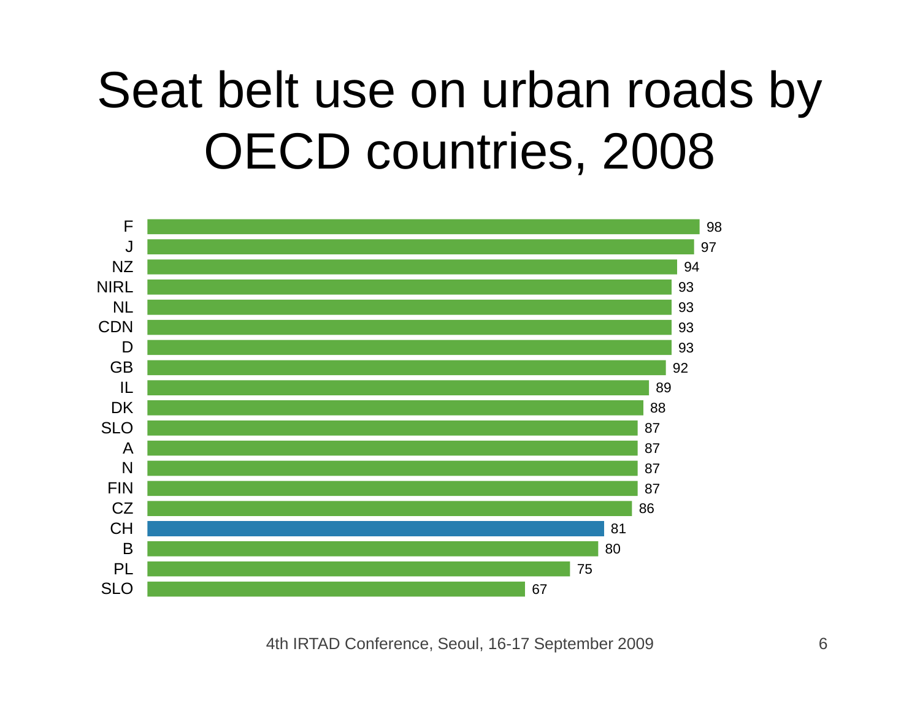# Seat belt use on urban roads by OECD countries, 2008

| Country | Seat belt use (%) |
|---|---|
| F | 98 |
| J | 97 |
| NZ | 94 |
| NIRL | 93 |
| NL | 93 |
| CDN | 93 |
| D | 93 |
| GB | 92 |
| IL | 89 |
| DK | 88 |
| SLO | 87 |
| A | 87 |
| N | 87 |
| FIN | 87 |
| CZ | 86 |
| CH | 81 |
| B | 80 |
| PL | 75 |
| SLO | 67 |

4th IRTAD Conference, Seoul, 16-17 September 2009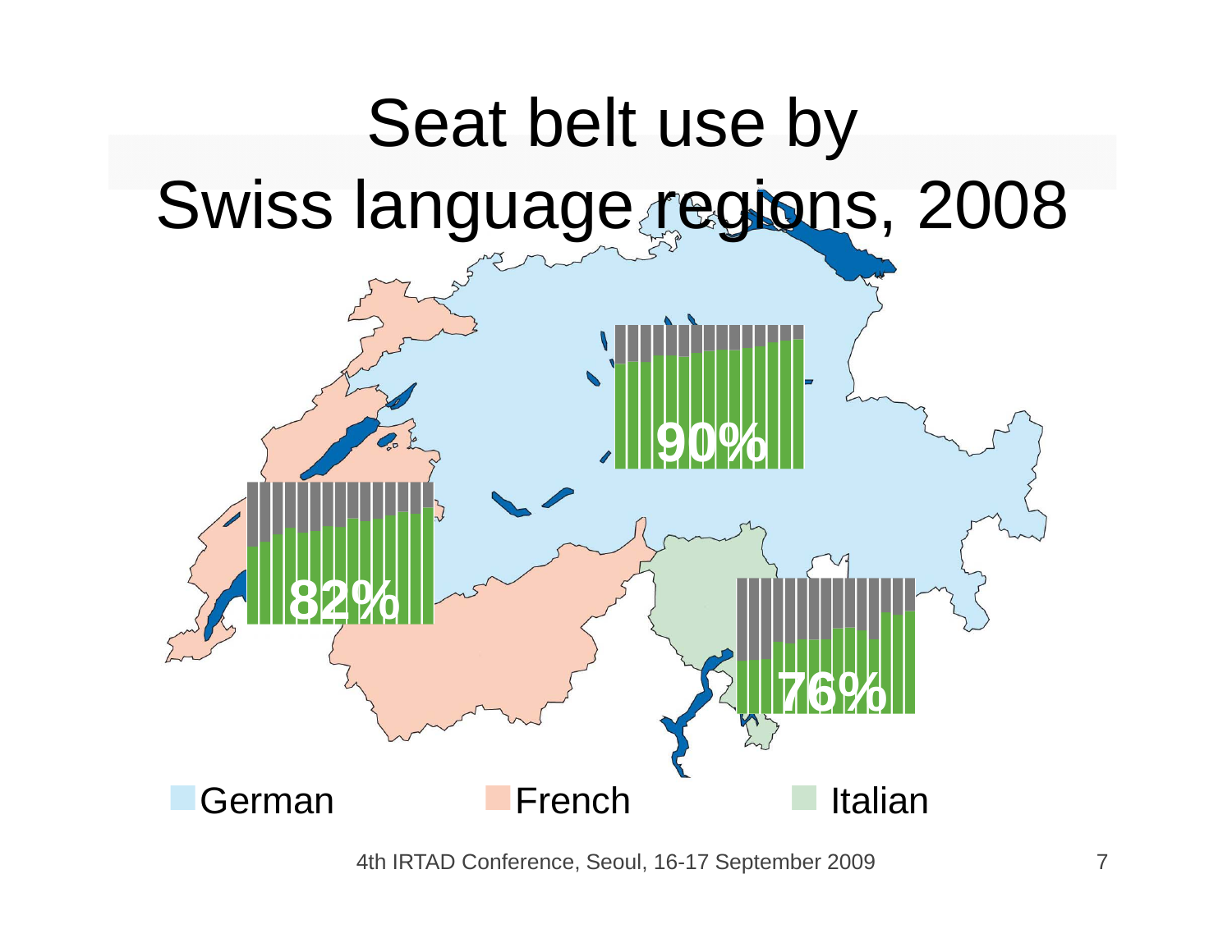# Seat belt use by Swiss language regions, 2008

90%

82%

76%

German French Italian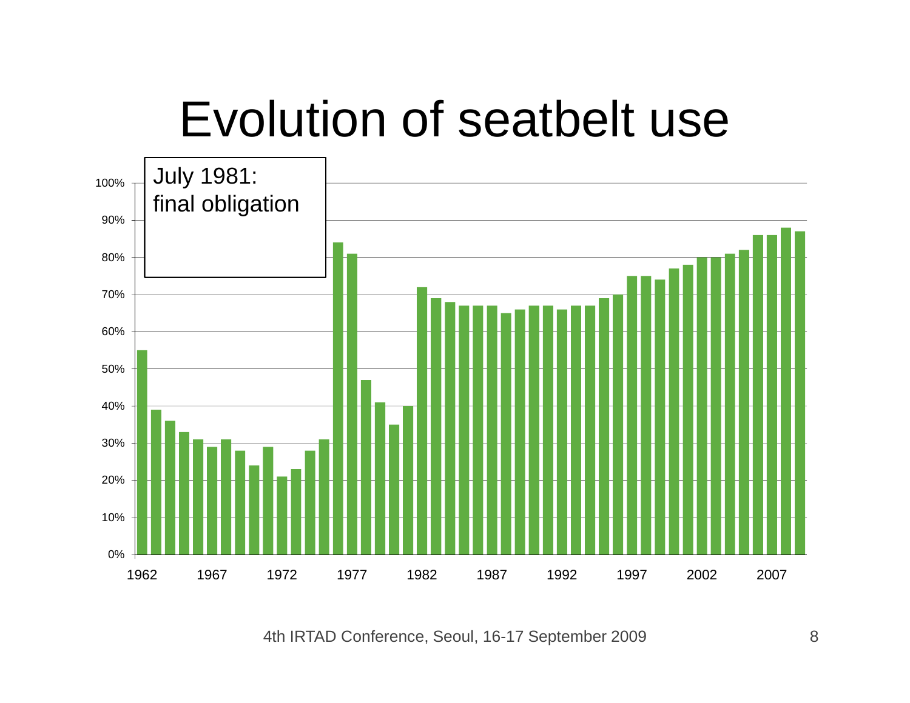# Evolution of seatbelt use

July 1981:
final obligation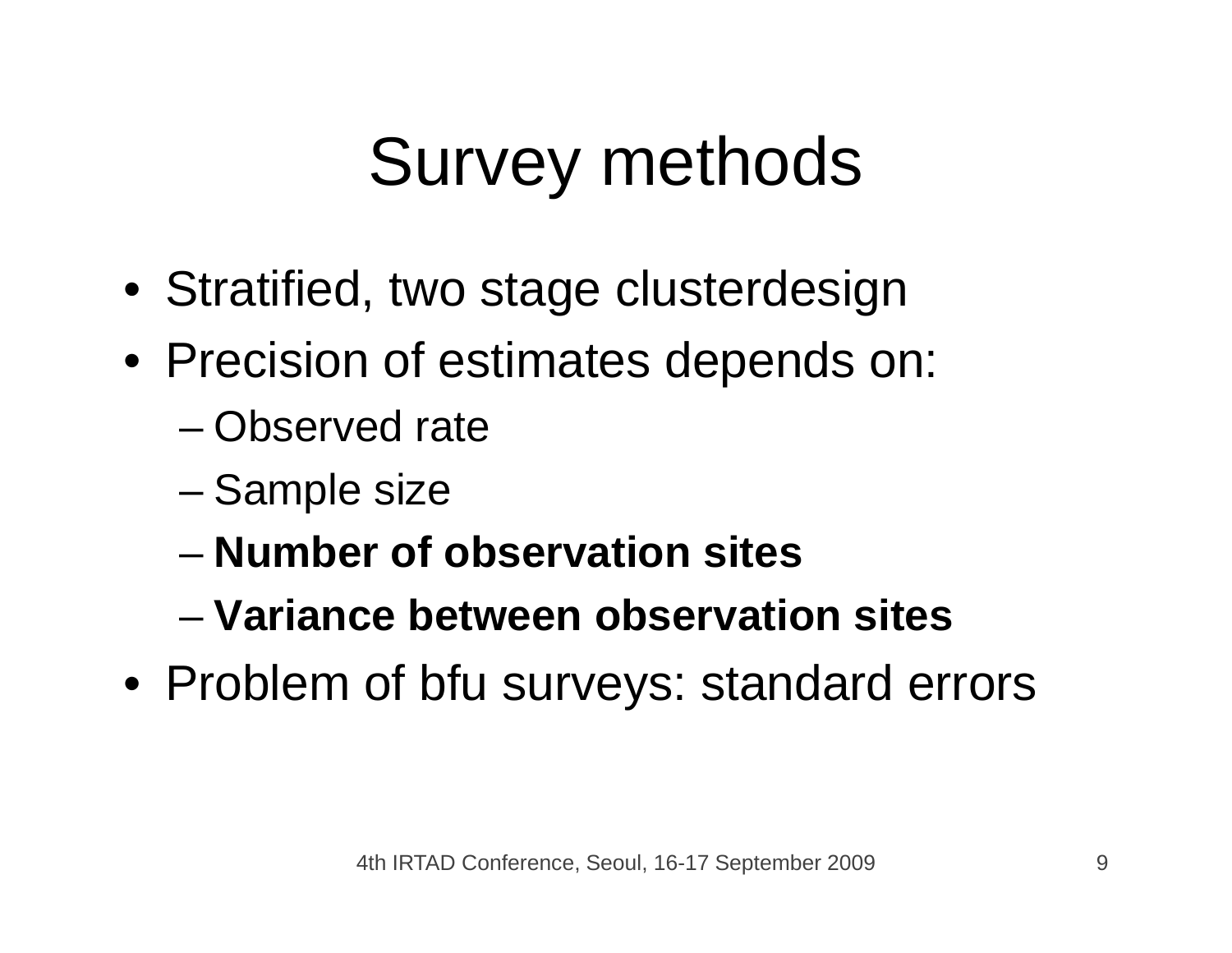# Survey methods

- Stratified, two stage clusterdesign
- Precision of estimates depends on:
  - Observed rate
  - Sample size
  - **Number of observation sites**
  - **Variance between observation sites**
- Problem of bfu surveys: standard errors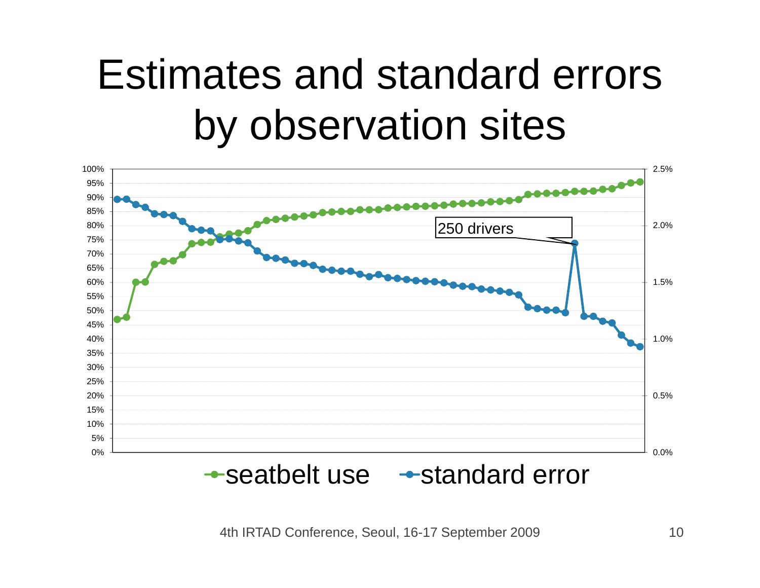# Estimates and standard errors by observation sites

250 drivers

seatbelt use    standard error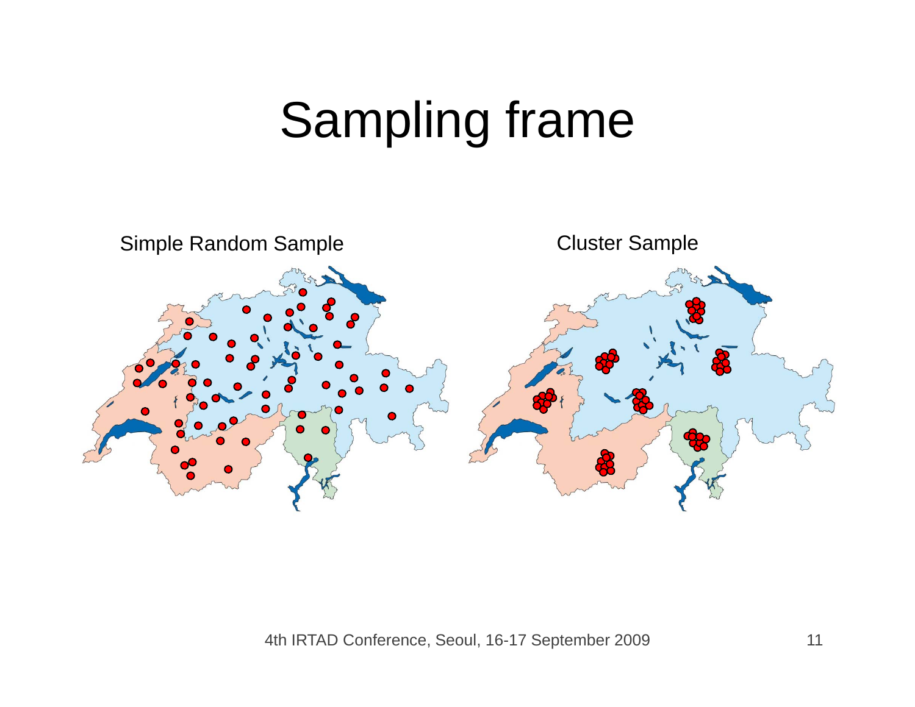# Sampling frame

Simple Random Sample

Cluster Sample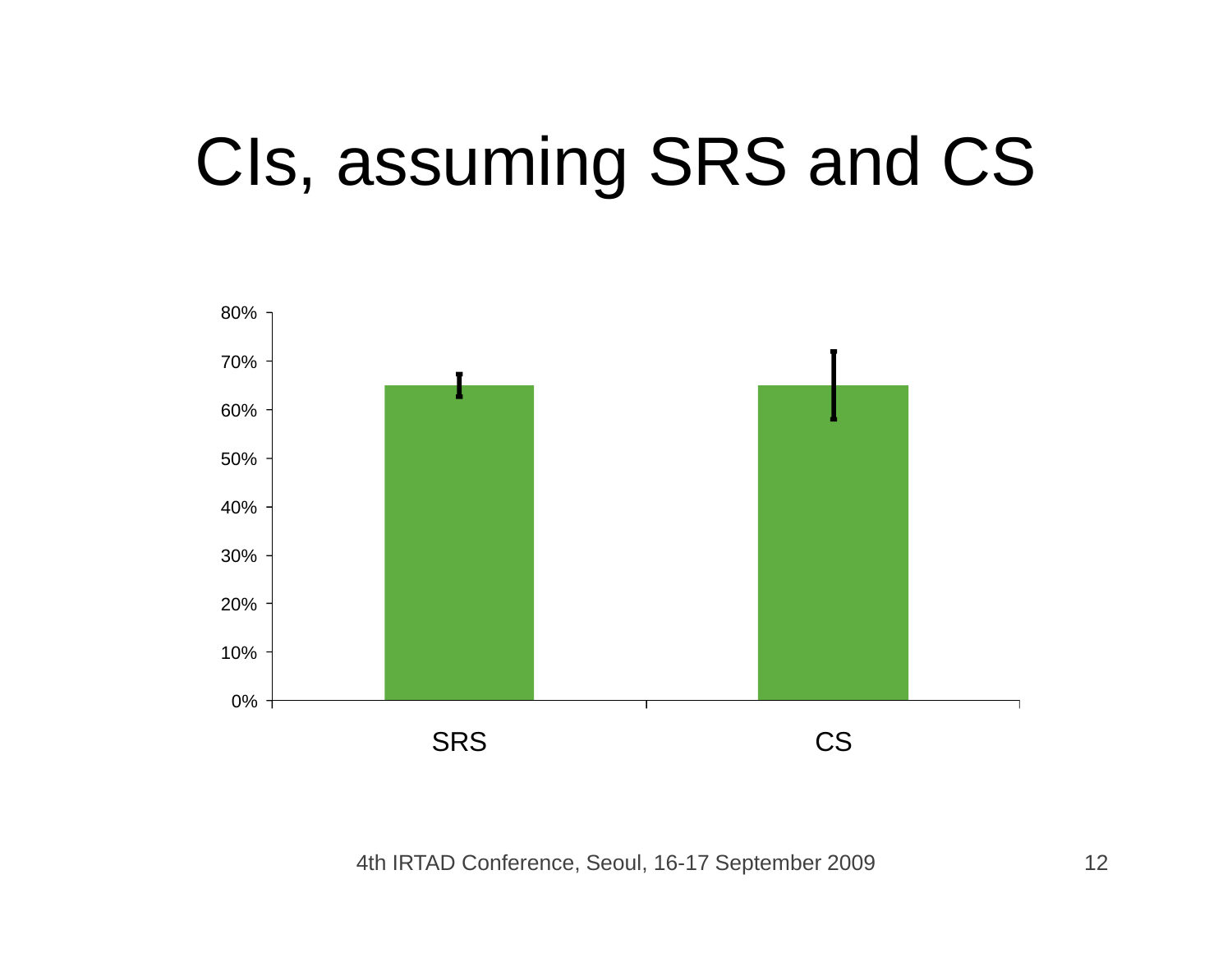# CIs, assuming SRS and CS

80%
70%
60%
50%
40%
30%
20%
10%
0%

SRS

CS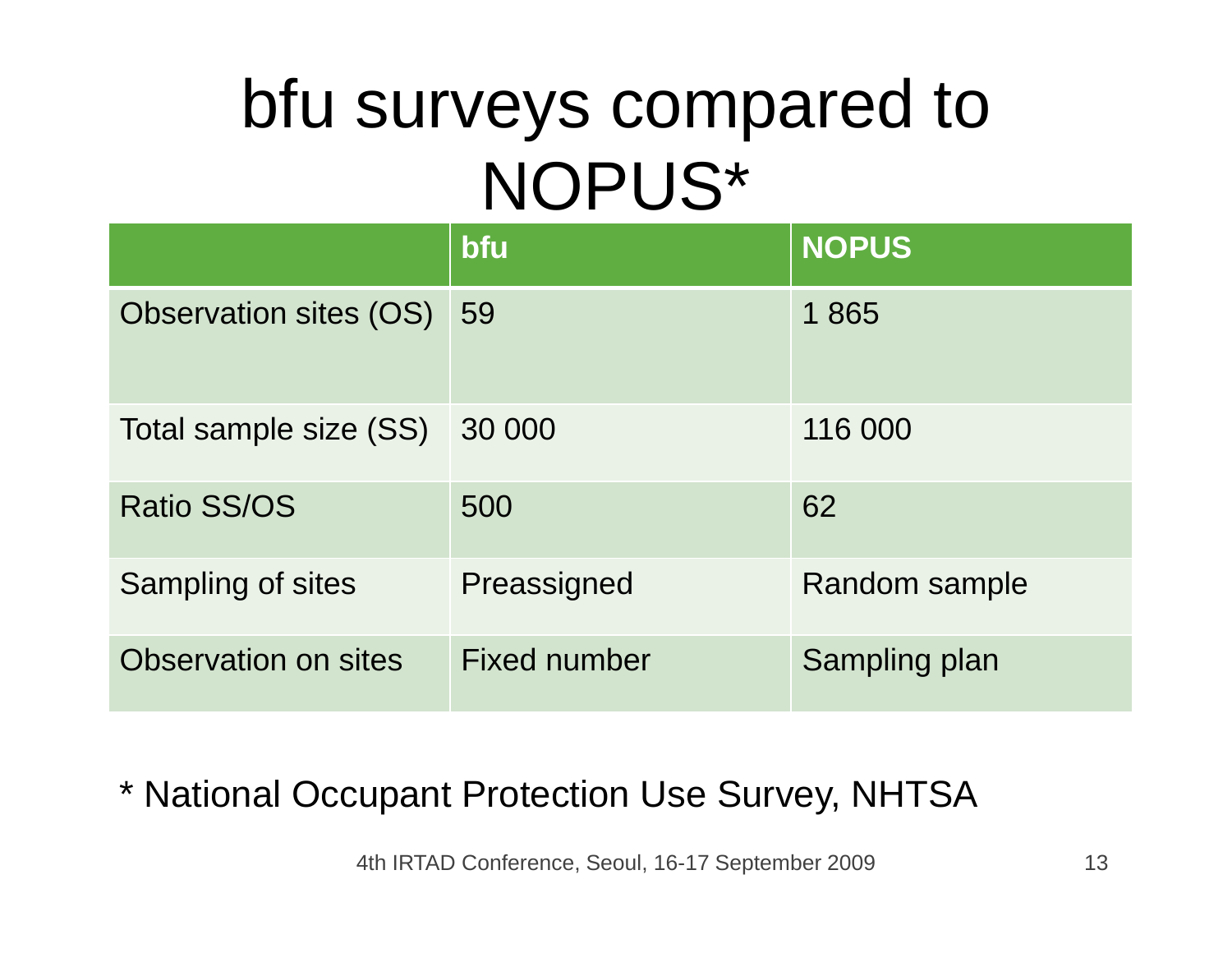# bfu surveys compared to NOPUS*

| | bfu | NOPUS |
|---|---|---|
| Observation sites (OS) | 59 | 1 865 |
| Total sample size (SS) | 30 000 | 116 000 |
| Ratio SS/OS | 500 | 62 |
| Sampling of sites | Preassigned | Random sample |
| Observation on sites | Fixed number | Sampling plan |

* National Occupant Protection Use Survey, NHTSA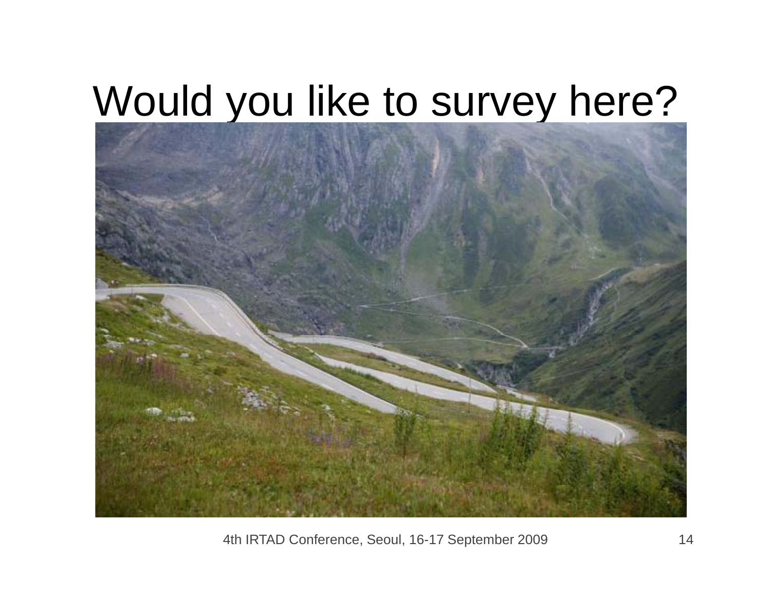# Would you like to survey here?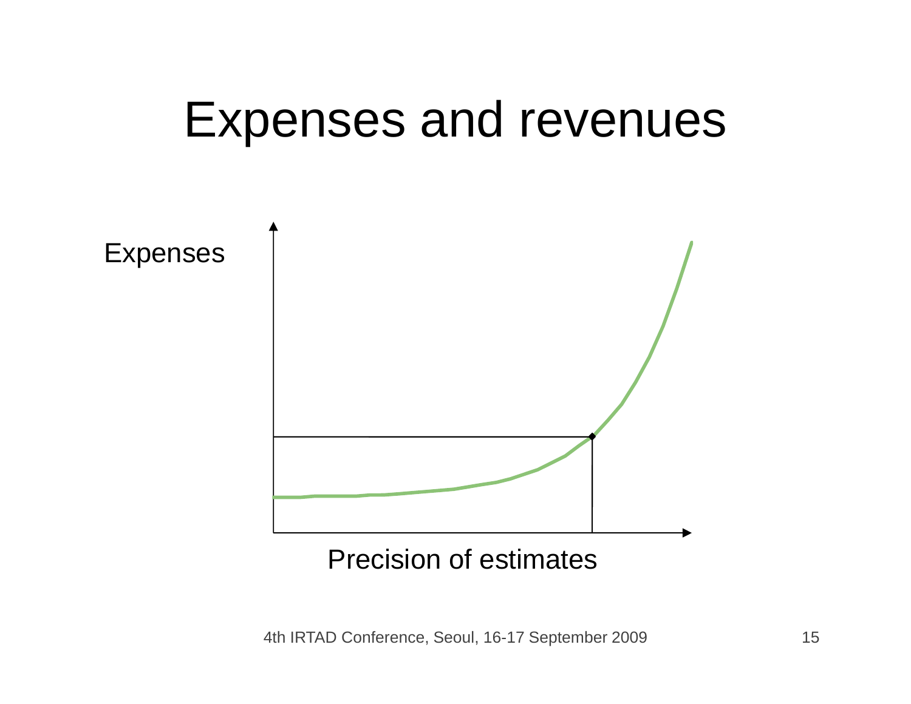# Expenses and revenues

Expenses

Precision of estimates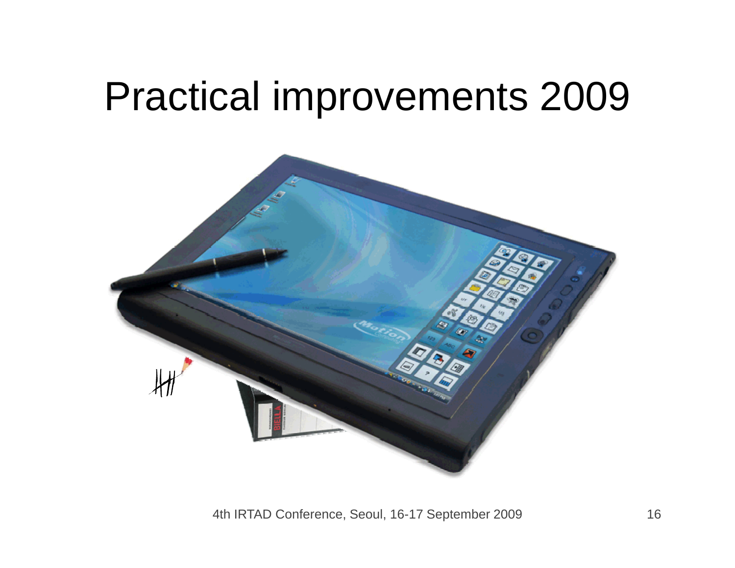# Practical improvements 2009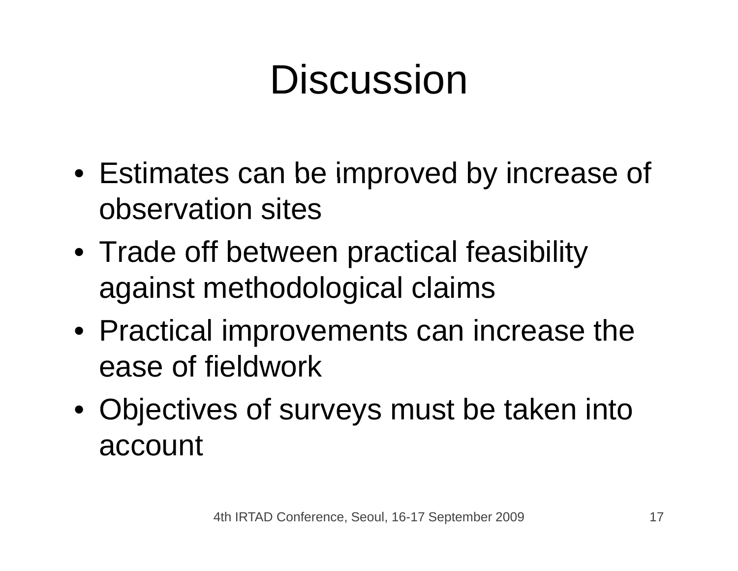# Discussion

- Estimates can be improved by increase of observation sites
- Trade off between practical feasibility against methodological claims
- Practical improvements can increase the ease of fieldwork
- Objectives of surveys must be taken into account